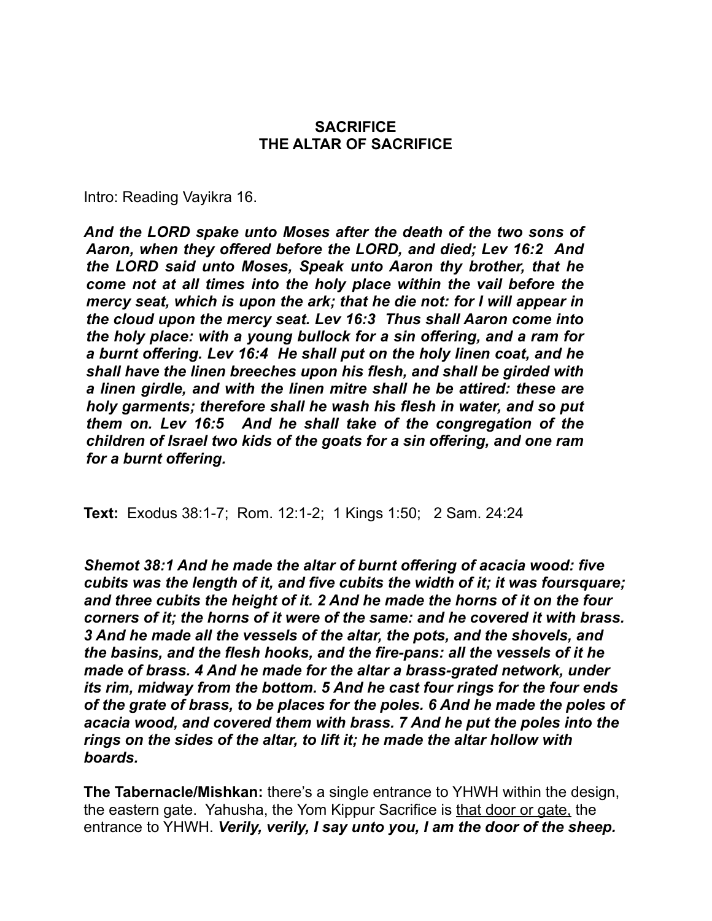# SACRIFICE
# THE ALTAR OF SACRIFICE

Intro: Reading Vayikra 16.

***And the LORD spake unto Moses after the death of the two sons of Aaron, when they offered before the LORD, and died; Lev 16:2 And the LORD said unto Moses, Speak unto Aaron thy brother, that he come not at all times into the holy place within the vail before the mercy seat, which is upon the ark; that he die not: for I will appear in the cloud upon the mercy seat. Lev 16:3 Thus shall Aaron come into the holy place: with a young bullock for a sin offering, and a ram for a burnt offering. Lev 16:4 He shall put on the holy linen coat, and he shall have the linen breeches upon his flesh, and shall be girded with a linen girdle, and with the linen mitre shall he be attired: these are holy garments; therefore shall he wash his flesh in water, and so put them on. Lev 16:5 And he shall take of the congregation of the children of Israel two kids of the goats for a sin offering, and one ram for a burnt offering.***

**Text:** Exodus 38:1-7; Rom. 12:1-2; 1 Kings 1:50; 2 Sam. 24:24

***Shemot 38:1 And he made the altar of burnt offering of acacia wood: five cubits was the length of it, and five cubits the width of it; it was foursquare; and three cubits the height of it. 2 And he made the horns of it on the four corners of it; the horns of it were of the same: and he covered it with brass. 3 And he made all the vessels of the altar, the pots, and the shovels, and the basins, and the flesh hooks, and the fire-pans: all the vessels of it he made of brass. 4 And he made for the altar a brass-grated network, under its rim, midway from the bottom. 5 And he cast four rings for the four ends of the grate of brass, to be places for the poles. 6 And he made the poles of acacia wood, and covered them with brass. 7 And he put the poles into the rings on the sides of the altar, to lift it; he made the altar hollow with boards.***

**The Tabernacle/Mishkan:** there's a single entrance to YHWH within the design, the eastern gate. Yahusha, the Yom Kippur Sacrifice is <u>that door or gate,</u> the entrance to YHWH. ***Verily, verily, I say unto you, I am the door of the sheep.***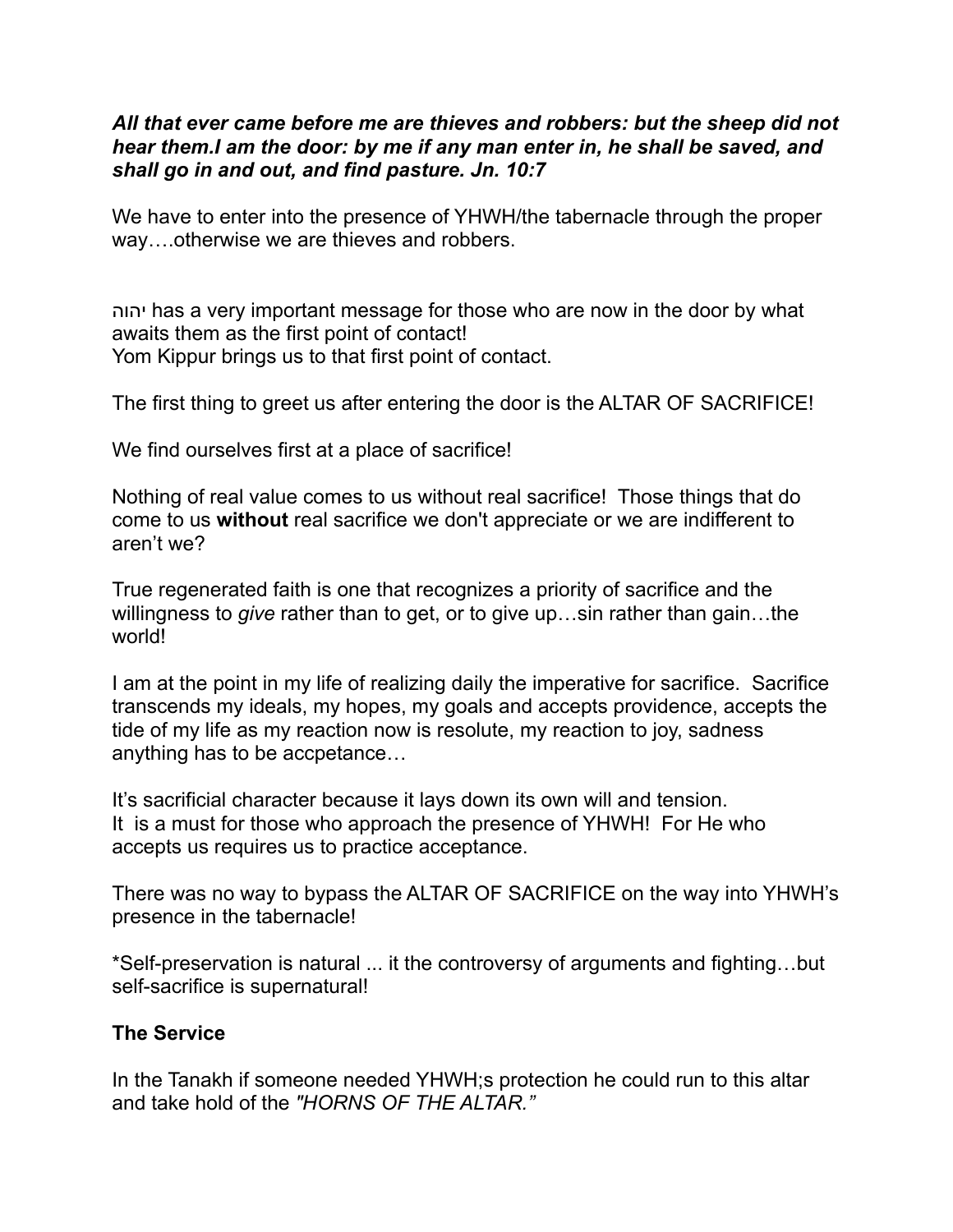***All that ever came before me are thieves and robbers: but the sheep did not hear them.I am the door: by me if any man enter in, he shall be saved, and shall go in and out, and find pasture. Jn. 10:7***

We have to enter into the presence of YHWH/the tabernacle through the proper way….otherwise we are thieves and robbers.

יהוה has a very important message for those who are now in the door by what awaits them as the first point of contact!
Yom Kippur brings us to that first point of contact.

The first thing to greet us after entering the door is the ALTAR OF SACRIFICE!

We find ourselves first at a place of sacrifice!

Nothing of real value comes to us without real sacrifice! Those things that do come to us **without** real sacrifice we don't appreciate or we are indifferent to aren't we?

True regenerated faith is one that recognizes a priority of sacrifice and the willingness to *give* rather than to get, or to give up…sin rather than gain…the world!

I am at the point in my life of realizing daily the imperative for sacrifice. Sacrifice transcends my ideals, my hopes, my goals and accepts providence, accepts the tide of my life as my reaction now is resolute, my reaction to joy, sadness anything has to be accpetance…

It's sacrificial character because it lays down its own will and tension.
It is a must for those who approach the presence of YHWH! For He who accepts us requires us to practice acceptance.

There was no way to bypass the ALTAR OF SACRIFICE on the way into YHWH's presence in the tabernacle!

*Self-preservation is natural ... it the controversy of arguments and fighting…but self-sacrifice is supernatural!

**The Service**

In the Tanakh if someone needed YHWH;s protection he could run to this altar and take hold of the *"HORNS OF THE ALTAR."*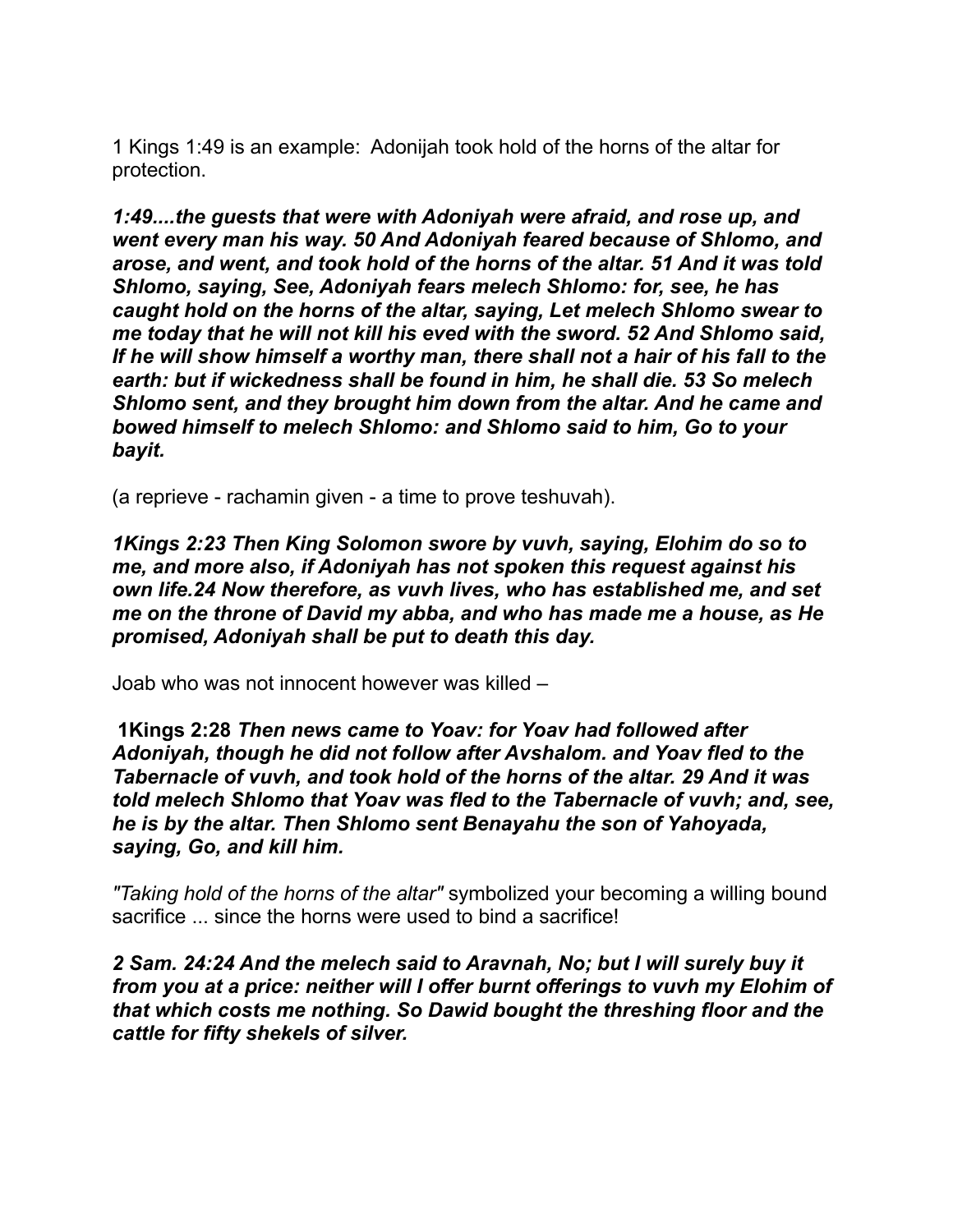1 Kings 1:49 is an example: Adonijah took hold of the horns of the altar for protection.

***1:49....the guests that were with Adoniyah were afraid, and rose up, and went every man his way. 50 And Adoniyah feared because of Shlomo, and arose, and went, and took hold of the horns of the altar. 51 And it was told Shlomo, saying, See, Adoniyah fears melech Shlomo: for, see, he has caught hold on the horns of the altar, saying, Let melech Shlomo swear to me today that he will not kill his eved with the sword. 52 And Shlomo said, If he will show himself a worthy man, there shall not a hair of his fall to the earth: but if wickedness shall be found in him, he shall die. 53 So melech Shlomo sent, and they brought him down from the altar. And he came and bowed himself to melech Shlomo: and Shlomo said to him, Go to your bayit.***

(a reprieve - rachamin given - a time to prove teshuvah).

***1Kings 2:23 Then King Solomon swore by vuvh, saying, Elohim do so to me, and more also, if Adoniyah has not spoken this request against his own life.24 Now therefore, as vuvh lives, who has established me, and set me on the throne of David my abba, and who has made me a house, as He promised, Adoniyah shall be put to death this day.***

Joab who was not innocent however was killed –

**1Kings 2:28** ***Then news came to Yoav: for Yoav had followed after Adoniyah, though he did not follow after Avshalom. and Yoav fled to the Tabernacle of vuvh, and took hold of the horns of the altar. 29 And it was told melech Shlomo that Yoav was fled to the Tabernacle of vuvh; and, see, he is by the altar. Then Shlomo sent Benayahu the son of Yahoyada, saying, Go, and kill him.***

*"Taking hold of the horns of the altar"* symbolized your becoming a willing bound sacrifice ... since the horns were used to bind a sacrifice!

***2 Sam. 24:24 And the melech said to Aravnah, No; but I will surely buy it from you at a price: neither will I offer burnt offerings to vuvh my Elohim of that which costs me nothing. So Dawid bought the threshing floor and the cattle for fifty shekels of silver.***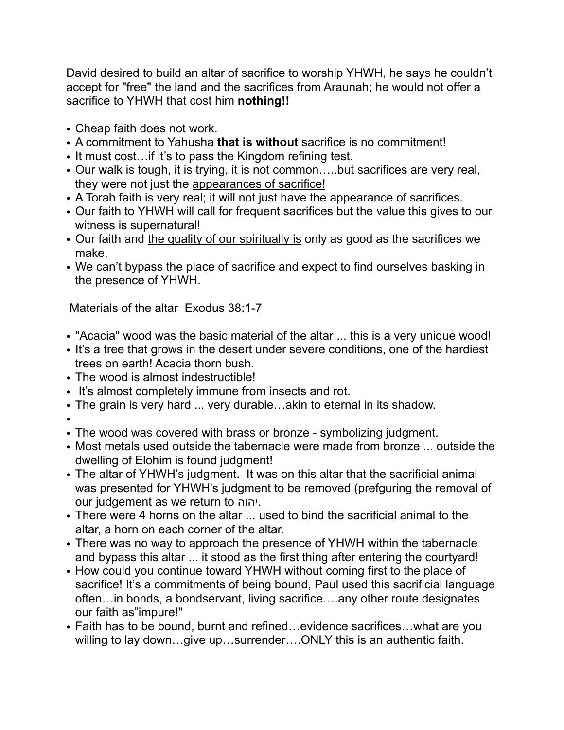David desired to build an altar of sacrifice to worship YHWH, he says he couldn't accept for "free" the land and the sacrifices from Araunah; he would not offer a sacrifice to YHWH that cost him **nothing!!**

- Cheap faith does not work.
- A commitment to Yahusha **that is without** sacrifice is no commitment!
- It must cost…if it's to pass the Kingdom refining test.
- Our walk is tough, it is trying, it is not common…..but sacrifices are very real, they were not just the <u>appearances of sacrifice!</u>
- A Torah faith is very real; it will not just have the appearance of sacrifices.
- Our faith to YHWH will call for frequent sacrifices but the value this gives to our witness is supernatural!
- Our faith and <u>the quality of our spiritually is</u> only as good as the sacrifices we make.
- We can't bypass the place of sacrifice and expect to find ourselves basking in the presence of YHWH.

Materials of the altar  Exodus 38:1-7

- "Acacia" wood was the basic material of the altar ... this is a very unique wood!
- It's a tree that grows in the desert under severe conditions, one of the hardiest trees on earth! Acacia thorn bush.
- The wood is almost indestructible!
- It's almost completely immune from insects and rot.
- The grain is very hard ... very durable…akin to eternal in its shadow.
- 
- The wood was covered with brass or bronze - symbolizing judgment.
- Most metals used outside the tabernacle were made from bronze ... outside the dwelling of Elohim is found judgment!
- The altar of YHWH's judgment.  It was on this altar that the sacrificial animal was presented for YHWH's judgment to be removed (prefguring the removal of our judgement as we return to יהוה.
- There were 4 horns on the altar ... used to bind the sacrificial animal to the altar, a horn on each corner of the altar.
- There was no way to approach the presence of YHWH within the tabernacle and bypass this altar ... it stood as the first thing after entering the courtyard!
- How could you continue toward YHWH without coming first to the place of sacrifice! It's a commitments of being bound, Paul used this sacrificial language often…in bonds, a bondservant, living sacrifice….any other route designates our faith as"impure!"
- Faith has to be bound, burnt and refined…evidence sacrifices…what are you willing to lay down…give up…surrender….ONLY this is an authentic faith.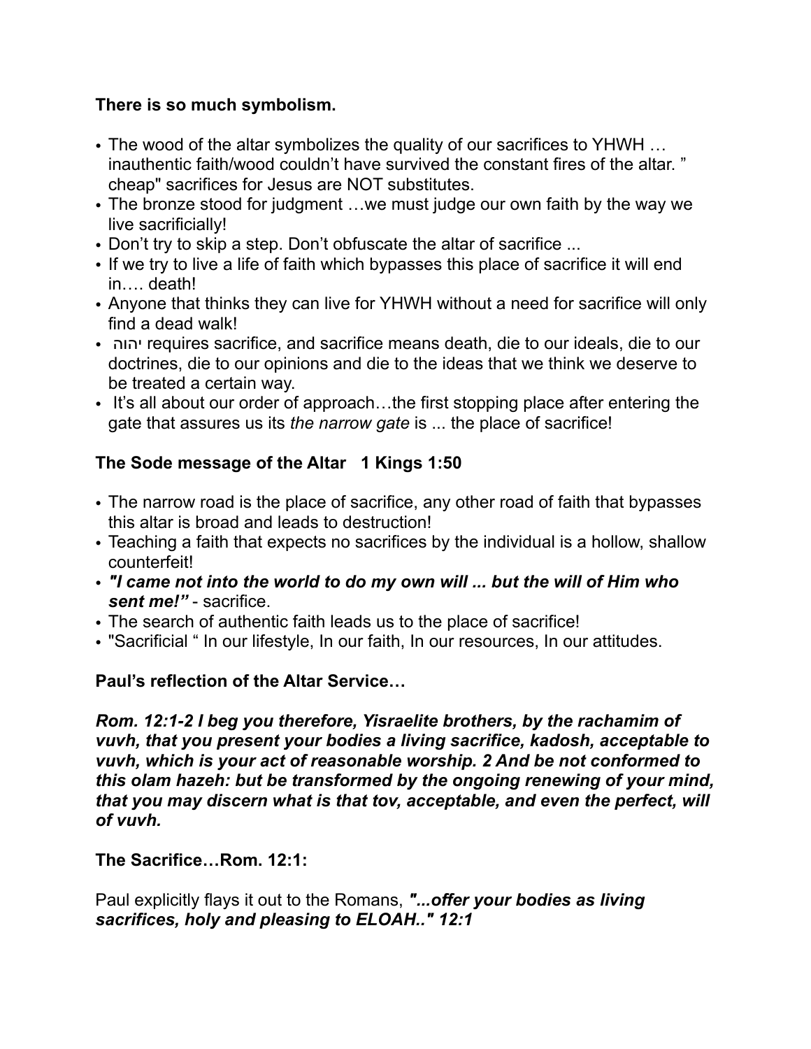**There is so much symbolism.**

- The wood of the altar symbolizes the quality of our sacrifices to YHWH … inauthentic faith/wood couldn't have survived the constant fires of the altar. " cheap" sacrifices for Jesus are NOT substitutes.
- The bronze stood for judgment …we must judge our own faith by the way we live sacrificially!
- Don't try to skip a step. Don't obfuscate the altar of sacrifice ...
- If we try to live a life of faith which bypasses this place of sacrifice it will end in…. death!
- Anyone that thinks they can live for YHWH without a need for sacrifice will only find a dead walk!
- יהוה requires sacrifice, and sacrifice means death, die to our ideals, die to our doctrines, die to our opinions and die to the ideas that we think we deserve to be treated a certain way.
- It's all about our order of approach…the first stopping place after entering the gate that assures us its *the narrow gate* is ... the place of sacrifice!

**The Sode message of the Altar 1 Kings 1:50**

- The narrow road is the place of sacrifice, any other road of faith that bypasses this altar is broad and leads to destruction!
- Teaching a faith that expects no sacrifices by the individual is a hollow, shallow counterfeit!
- ***"I came not into the world to do my own will ... but the will of Him who sent me!"*** - sacrifice.
- The search of authentic faith leads us to the place of sacrifice!
- "Sacrificial " In our lifestyle, In our faith, In our resources, In our attitudes.

**Paul's reflection of the Altar Service…**

***Rom. 12:1-2 I beg you therefore, Yisraelite brothers, by the rachamim of vuvh, that you present your bodies a living sacrifice, kadosh, acceptable to vuvh, which is your act of reasonable worship. 2 And be not conformed to this olam hazeh: but be transformed by the ongoing renewing of your mind, that you may discern what is that tov, acceptable, and even the perfect, will of vuvh.***

**The Sacrifice…Rom. 12:1:**

Paul explicitly flays it out to the Romans, ***"...offer your bodies as living sacrifices, holy and pleasing to ELOAH.." 12:1***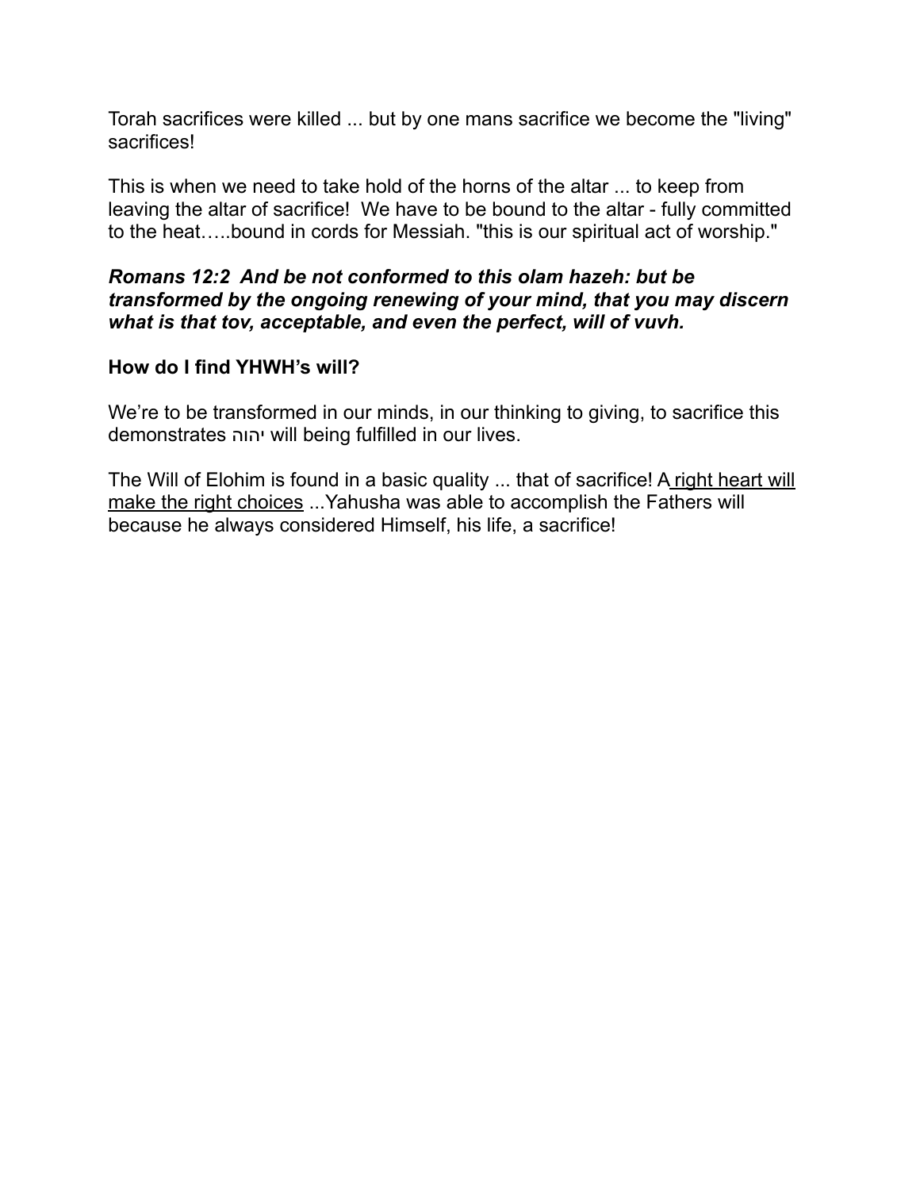Torah sacrifices were killed ... but by one mans sacrifice we become the "living" sacrifices!

This is when we need to take hold of the horns of the altar ... to keep from leaving the altar of sacrifice!  We have to be bound to the altar - fully committed to the heat…..bound in cords for Messiah. "this is our spiritual act of worship."

***Romans 12:2  And be not conformed to this olam hazeh: but be transformed by the ongoing renewing of your mind, that you may discern what is that tov, acceptable, and even the perfect, will of vuvh.***

**How do I find YHWH's will?**

We're to be transformed in our minds, in our thinking to giving, to sacrifice this demonstrates יהוה will being fulfilled in our lives.

The Will of Elohim is found in a basic quality ... that of sacrifice! A <u>right heart will make the right choices</u> ...Yahusha was able to accomplish the Fathers will because he always considered Himself, his life, a sacrifice!